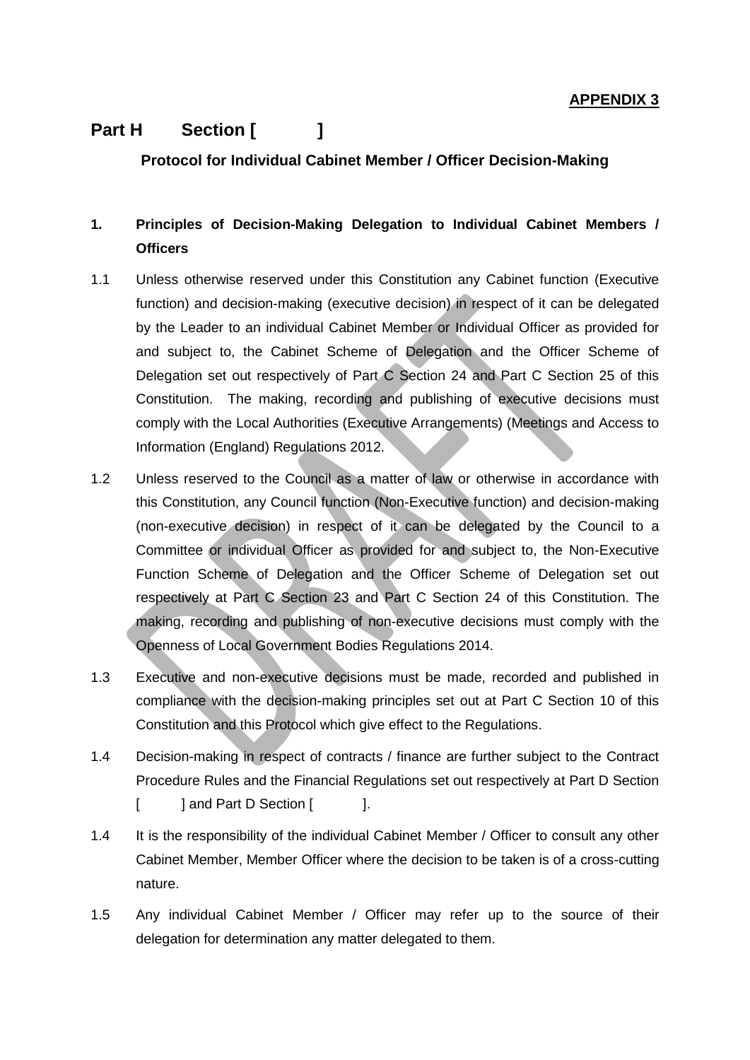**APPENDIX 3**

# Part H Section [ ]

## Protocol for Individual Cabinet Member / Officer Decision-Making

### 1. Principles of Decision-Making Delegation to Individual Cabinet Members / Officers

1.1 Unless otherwise reserved under this Constitution any Cabinet function (Executive function) and decision-making (executive decision) in respect of it can be delegated by the Leader to an individual Cabinet Member or Individual Officer as provided for and subject to, the Cabinet Scheme of Delegation and the Officer Scheme of Delegation set out respectively of Part C Section 24 and Part C Section 25 of this Constitution. The making, recording and publishing of executive decisions must comply with the Local Authorities (Executive Arrangements) (Meetings and Access to Information (England) Regulations 2012.

1.2 Unless reserved to the Council as a matter of law or otherwise in accordance with this Constitution, any Council function (Non-Executive function) and decision-making (non-executive decision) in respect of it can be delegated by the Council to a Committee or individual Officer as provided for and subject to, the Non-Executive Function Scheme of Delegation and the Officer Scheme of Delegation set out respectively at Part C Section 23 and Part C Section 24 of this Constitution. The making, recording and publishing of non-executive decisions must comply with the Openness of Local Government Bodies Regulations 2014.

1.3 Executive and non-executive decisions must be made, recorded and published in compliance with the decision-making principles set out at Part C Section 10 of this Constitution and this Protocol which give effect to the Regulations.

1.4 Decision-making in respect of contracts / finance are further subject to the Contract Procedure Rules and the Financial Regulations set out respectively at Part D Section [ ] and Part D Section [ ].

1.4 It is the responsibility of the individual Cabinet Member / Officer to consult any other Cabinet Member, Member Officer where the decision to be taken is of a cross-cutting nature.

1.5 Any individual Cabinet Member / Officer may refer up to the source of their delegation for determination any matter delegated to them.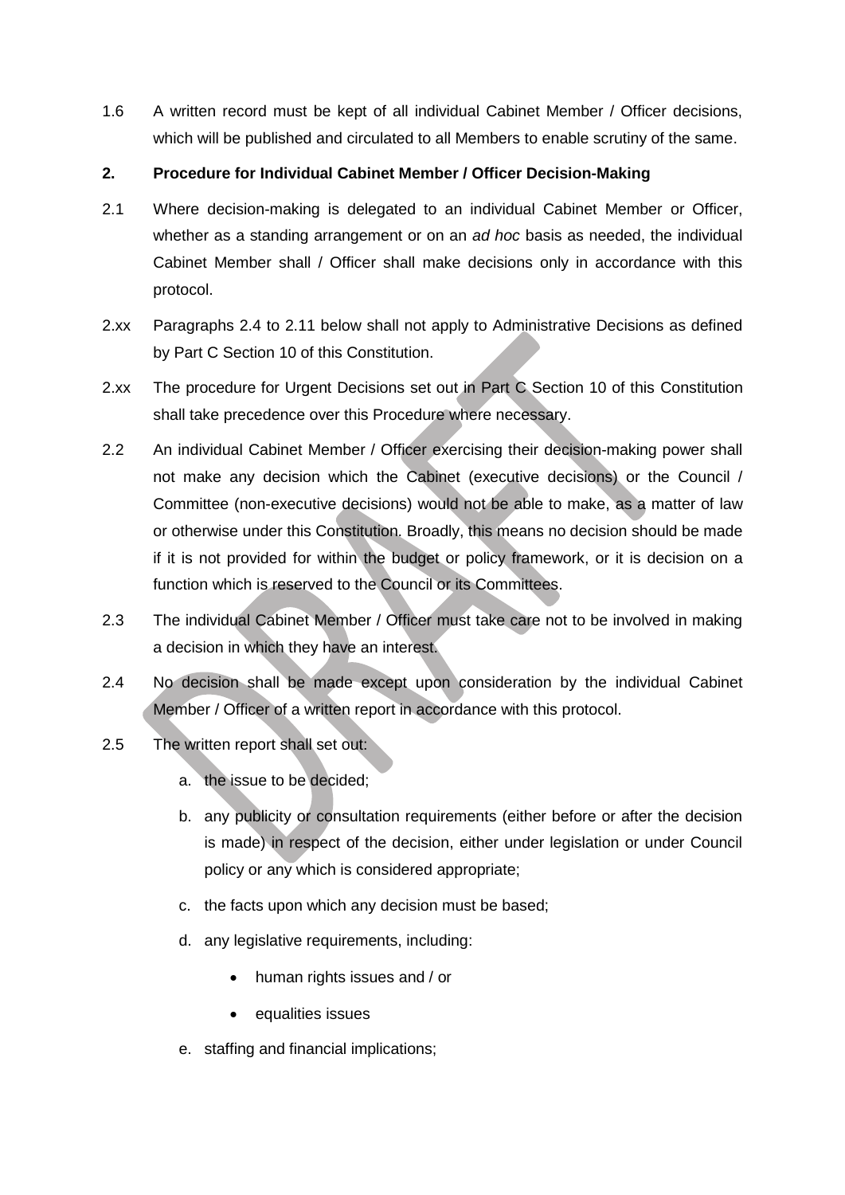1.6 A written record must be kept of all individual Cabinet Member / Officer decisions, which will be published and circulated to all Members to enable scrutiny of the same.

**2. Procedure for Individual Cabinet Member / Officer Decision-Making**

2.1 Where decision-making is delegated to an individual Cabinet Member or Officer, whether as a standing arrangement or on an *ad hoc* basis as needed, the individual Cabinet Member shall / Officer shall make decisions only in accordance with this protocol.

2.xx Paragraphs 2.4 to 2.11 below shall not apply to Administrative Decisions as defined by Part C Section 10 of this Constitution.

2.xx The procedure for Urgent Decisions set out in Part C Section 10 of this Constitution shall take precedence over this Procedure where necessary.

2.2 An individual Cabinet Member / Officer exercising their decision-making power shall not make any decision which the Cabinet (executive decisions) or the Council / Committee (non-executive decisions) would not be able to make, as a matter of law or otherwise under this Constitution. Broadly, this means no decision should be made if it is not provided for within the budget or policy framework, or it is decision on a function which is reserved to the Council or its Committees.

2.3 The individual Cabinet Member / Officer must take care not to be involved in making a decision in which they have an interest.

2.4 No decision shall be made except upon consideration by the individual Cabinet Member / Officer of a written report in accordance with this protocol.

2.5 The written report shall set out:

a. the issue to be decided;

b. any publicity or consultation requirements (either before or after the decision is made) in respect of the decision, either under legislation or under Council policy or any which is considered appropriate;

c. the facts upon which any decision must be based;

d. any legislative requirements, including:

- human rights issues and / or
- equalities issues

e. staffing and financial implications;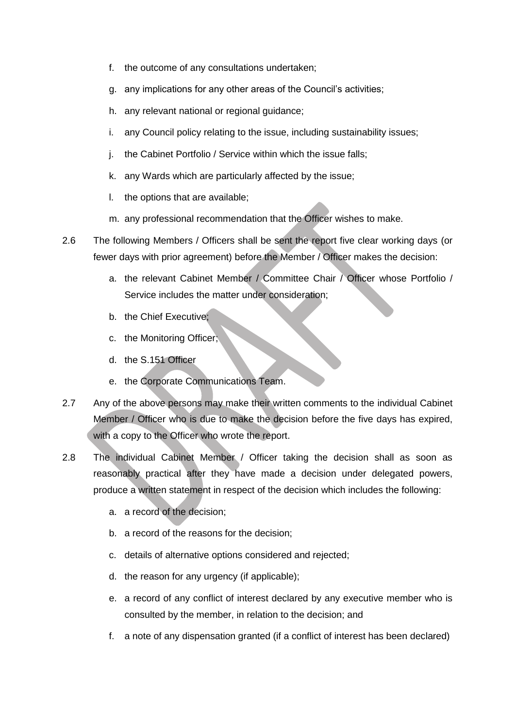f. the outcome of any consultations undertaken;

g. any implications for any other areas of the Council's activities;

h. any relevant national or regional guidance;

i. any Council policy relating to the issue, including sustainability issues;

j. the Cabinet Portfolio / Service within which the issue falls;

k. any Wards which are particularly affected by the issue;

l. the options that are available;

m. any professional recommendation that the Officer wishes to make.

2.6 The following Members / Officers shall be sent the report five clear working days (or fewer days with prior agreement) before the Member / Officer makes the decision:

a. the relevant Cabinet Member / Committee Chair / Officer whose Portfolio / Service includes the matter under consideration;

b. the Chief Executive;

c. the Monitoring Officer;

d. the S.151 Officer

e. the Corporate Communications Team.

2.7 Any of the above persons may make their written comments to the individual Cabinet Member / Officer who is due to make the decision before the five days has expired, with a copy to the Officer who wrote the report.

2.8 The individual Cabinet Member / Officer taking the decision shall as soon as reasonably practical after they have made a decision under delegated powers, produce a written statement in respect of the decision which includes the following:

a. a record of the decision;

b. a record of the reasons for the decision;

c. details of alternative options considered and rejected;

d. the reason for any urgency (if applicable);

e. a record of any conflict of interest declared by any executive member who is consulted by the member, in relation to the decision; and

f. a note of any dispensation granted (if a conflict of interest has been declared)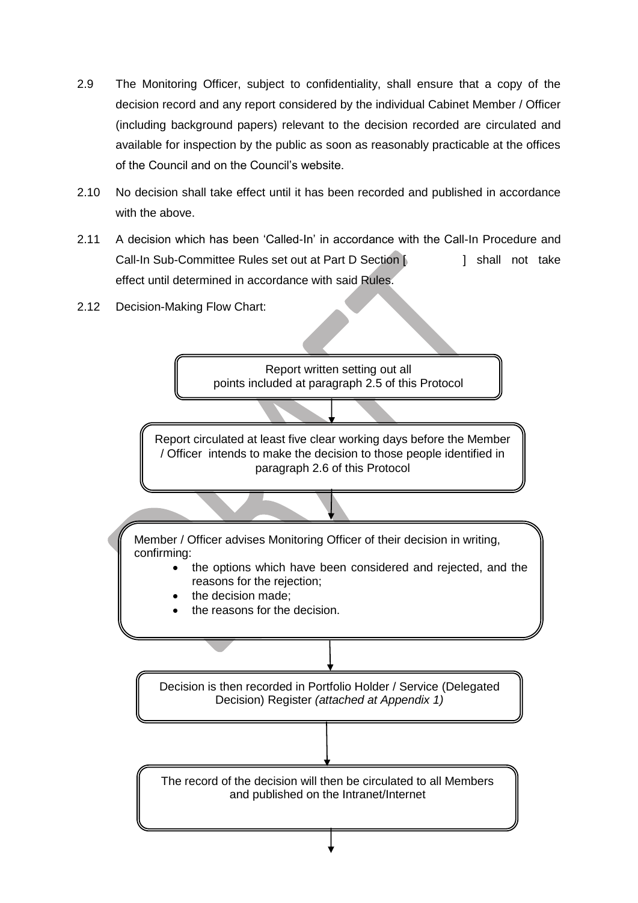2.9 The Monitoring Officer, subject to confidentiality, shall ensure that a copy of the decision record and any report considered by the individual Cabinet Member / Officer (including background papers) relevant to the decision recorded are circulated and available for inspection by the public as soon as reasonably practicable at the offices of the Council and on the Council's website.

2.10 No decision shall take effect until it has been recorded and published in accordance with the above.

2.11 A decision which has been 'Called-In' in accordance with the Call-In Procedure and Call-In Sub-Committee Rules set out at Part D Section [ ] shall not take effect until determined in accordance with said Rules.

2.12 Decision-Making Flow Chart:

Report written setting out all points included at paragraph 2.5 of this Protocol

↓

Report circulated at least five clear working days before the Member / Officer intends to make the decision to those people identified in paragraph 2.6 of this Protocol

↓

Member / Officer advises Monitoring Officer of their decision in writing, confirming:

- the options which have been considered and rejected, and the reasons for the rejection;
- the decision made;
- the reasons for the decision.

↓

Decision is then recorded in Portfolio Holder / Service (Delegated Decision) Register *(attached at Appendix 1)*

↓

The record of the decision will then be circulated to all Members and published on the Intranet/Internet

↓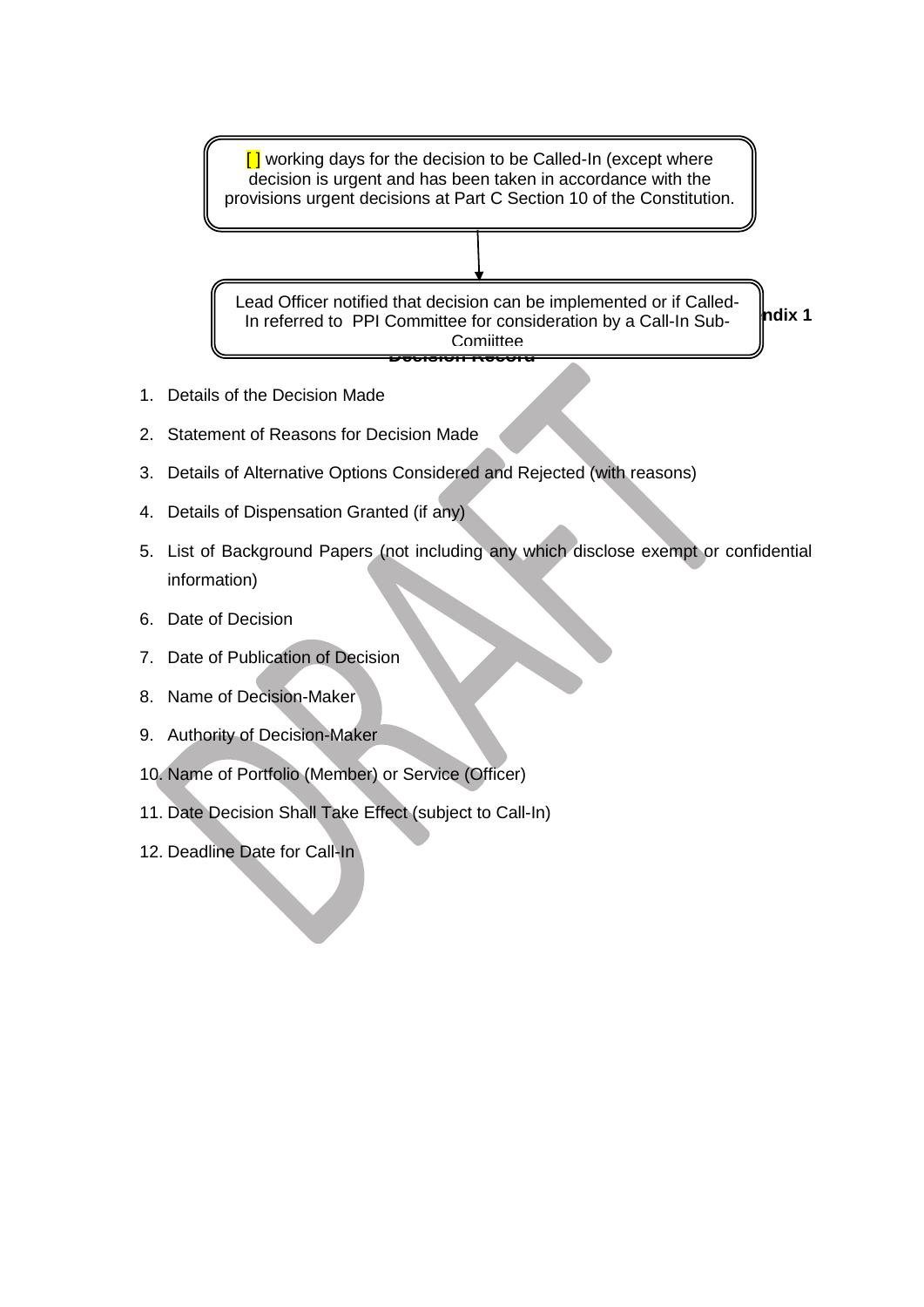[ ] working days for the decision to be Called-In (except where decision is urgent and has been taken in accordance with the provisions urgent decisions at Part C Section 10 of the Constitution.

Lead Officer notified that decision can be implemented or if Called-In referred to PPI Committee for consideration by a Call-In Sub-Comiittee

**Appendix 1**

**Decision Record**

1. Details of the Decision Made
2. Statement of Reasons for Decision Made
3. Details of Alternative Options Considered and Rejected (with reasons)
4. Details of Dispensation Granted (if any)
5. List of Background Papers (not including any which disclose exempt or confidential information)
6. Date of Decision
7. Date of Publication of Decision
8. Name of Decision-Maker
9. Authority of Decision-Maker
10. Name of Portfolio (Member) or Service (Officer)
11. Date Decision Shall Take Effect (subject to Call-In)
12. Deadline Date for Call-In